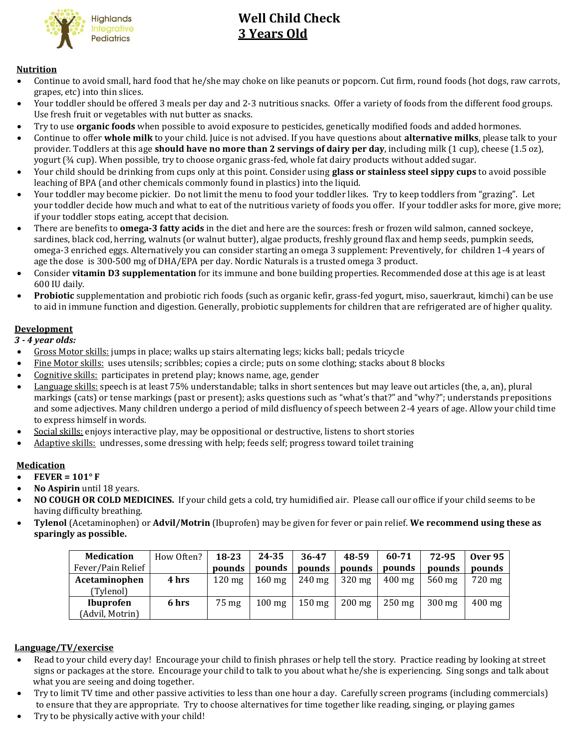Highlands Integrative Pediatrics

# Well Child Check
## 3 Years Old

### Nutrition

- Continue to avoid small, hard food that he/she may choke on like peanuts or popcorn. Cut firm, round foods (hot dogs, raw carrots, grapes, etc) into thin slices.
- Your toddler should be offered 3 meals per day and 2-3 nutritious snacks. Offer a variety of foods from the different food groups. Use fresh fruit or vegetables with nut butter as snacks.
- Try to use **organic foods** when possible to avoid exposure to pesticides, genetically modified foods and added hormones.
- Continue to offer **whole milk** to your child. Juice is not advised. If you have questions about **alternative milks**, please talk to your provider. Toddlers at this age **should have no more than 2 servings of dairy per day**, including milk (1 cup), cheese (1.5 oz), yogurt (¾ cup). When possible, try to choose organic grass-fed, whole fat dairy products without added sugar.
- Your child should be drinking from cups only at this point. Consider using **glass or stainless steel sippy cups** to avoid possible leaching of BPA (and other chemicals commonly found in plastics) into the liquid.
- Your toddler may become pickier. Do not limit the menu to food your toddler likes. Try to keep toddlers from "grazing". Let your toddler decide how much and what to eat of the nutritious variety of foods you offer. If your toddler asks for more, give more; if your toddler stops eating, accept that decision.
- There are benefits to **omega-3 fatty acids** in the diet and here are the sources: fresh or frozen wild salmon, canned sockeye, sardines, black cod, herring, walnuts (or walnut butter), algae products, freshly ground flax and hemp seeds, pumpkin seeds, omega-3 enriched eggs. Alternatively you can consider starting an omega 3 supplement: Preventively, for children 1-4 years of age the dose is 300-500 mg of DHA/EPA per day. Nordic Naturals is a trusted omega 3 product.
- Consider **vitamin D3 supplementation** for its immune and bone building properties. Recommended dose at this age is at least 600 IU daily.
- **Probiotic** supplementation and probiotic rich foods (such as organic kefir, grass-fed yogurt, miso, sauerkraut, kimchi) can be use to aid in immune function and digestion. Generally, probiotic supplements for children that are refrigerated are of higher quality.

### Development

*3 - 4 year olds:*

- Gross Motor skills: jumps in place; walks up stairs alternating legs; kicks ball; pedals tricycle
- Fine Motor skills: uses utensils; scribbles; copies a circle; puts on some clothing; stacks about 8 blocks
- Cognitive skills: participates in pretend play; knows name, age, gender
- Language skills: speech is at least 75% understandable; talks in short sentences but may leave out articles (the, a, an), plural markings (cats) or tense markings (past or present); asks questions such as "what's that?" and "why?"; understands prepositions and some adjectives. Many children undergo a period of mild disfluency of speech between 2-4 years of age. Allow your child time to express himself in words.
- Social skills: enjoys interactive play, may be oppositional or destructive, listens to short stories
- Adaptive skills: undresses, some dressing with help; feeds self; progress toward toilet training

### Medication

- **FEVER = 101° F**
- **No Aspirin** until 18 years.
- **NO COUGH OR COLD MEDICINES.** If your child gets a cold, try humidified air. Please call our office if your child seems to be having difficulty breathing.
- **Tylenol** (Acetaminophen) or **Advil/Motrin** (Ibuprofen) may be given for fever or pain relief. **We recommend using these as sparingly as possible.**

| Medication Fever/Pain Relief | How Often? | 18-23 pounds | 24-35 pounds | 36-47 pounds | 48-59 pounds | 60-71 pounds | 72-95 pounds | Over 95 pounds |
|---|---|---|---|---|---|---|---|---|
| **Acetaminophen** (Tylenol) | **4 hrs** | 120 mg | 160 mg | 240 mg | 320 mg | 400 mg | 560 mg | 720 mg |
| **Ibuprofen** (Advil, Motrin) | **6 hrs** | 75 mg | 100 mg | 150 mg | 200 mg | 250 mg | 300 mg | 400 mg |

### Language/TV/exercise

- Read to your child every day! Encourage your child to finish phrases or help tell the story. Practice reading by looking at street signs or packages at the store. Encourage your child to talk to you about what he/she is experiencing. Sing songs and talk about what you are seeing and doing together.
- Try to limit TV time and other passive activities to less than one hour a day. Carefully screen programs (including commercials) to ensure that they are appropriate. Try to choose alternatives for time together like reading, singing, or playing games
- Try to be physically active with your child!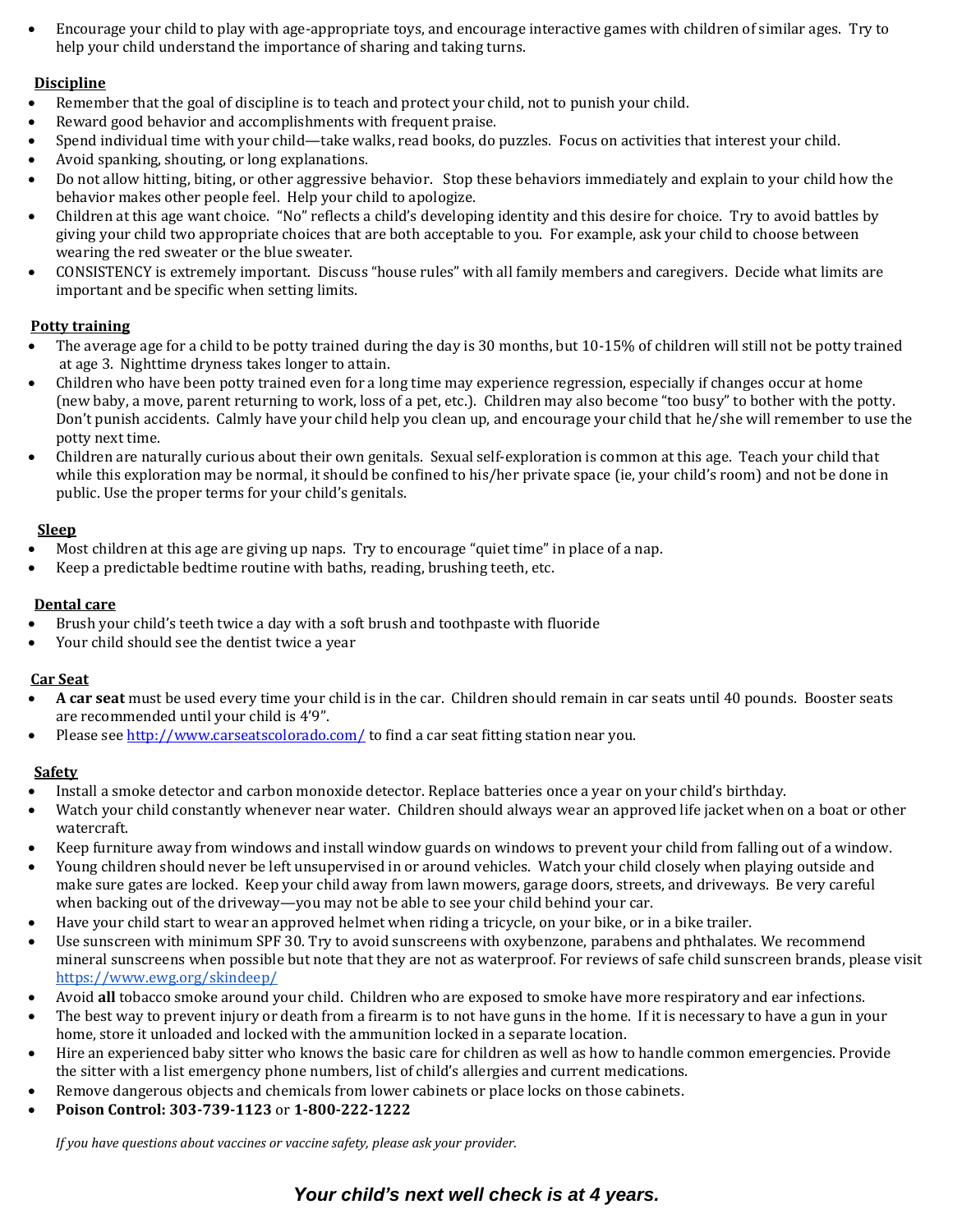- Encourage your child to play with age-appropriate toys, and encourage interactive games with children of similar ages. Try to help your child understand the importance of sharing and taking turns.

**Discipline**

- Remember that the goal of discipline is to teach and protect your child, not to punish your child.
- Reward good behavior and accomplishments with frequent praise.
- Spend individual time with your child—take walks, read books, do puzzles. Focus on activities that interest your child.
- Avoid spanking, shouting, or long explanations.
- Do not allow hitting, biting, or other aggressive behavior. Stop these behaviors immediately and explain to your child how the behavior makes other people feel. Help your child to apologize.
- Children at this age want choice. "No" reflects a child's developing identity and this desire for choice. Try to avoid battles by giving your child two appropriate choices that are both acceptable to you. For example, ask your child to choose between wearing the red sweater or the blue sweater.
- CONSISTENCY is extremely important. Discuss "house rules" with all family members and caregivers. Decide what limits are important and be specific when setting limits.

**Potty training**

- The average age for a child to be potty trained during the day is 30 months, but 10-15% of children will still not be potty trained at age 3. Nighttime dryness takes longer to attain.
- Children who have been potty trained even for a long time may experience regression, especially if changes occur at home (new baby, a move, parent returning to work, loss of a pet, etc.). Children may also become "too busy" to bother with the potty. Don't punish accidents. Calmly have your child help you clean up, and encourage your child that he/she will remember to use the potty next time.
- Children are naturally curious about their own genitals. Sexual self-exploration is common at this age. Teach your child that while this exploration may be normal, it should be confined to his/her private space (ie, your child's room) and not be done in public. Use the proper terms for your child's genitals.

**Sleep**

- Most children at this age are giving up naps. Try to encourage "quiet time" in place of a nap.
- Keep a predictable bedtime routine with baths, reading, brushing teeth, etc.

**Dental care**

- Brush your child's teeth twice a day with a soft brush and toothpaste with fluoride
- Your child should see the dentist twice a year

**Car Seat**

- **A car seat** must be used every time your child is in the car. Children should remain in car seats until 40 pounds. Booster seats are recommended until your child is 4'9".
- Please see http://www.carseatscolorado.com/ to find a car seat fitting station near you.

**Safety**

- Install a smoke detector and carbon monoxide detector. Replace batteries once a year on your child's birthday.
- Watch your child constantly whenever near water. Children should always wear an approved life jacket when on a boat or other watercraft.
- Keep furniture away from windows and install window guards on windows to prevent your child from falling out of a window.
- Young children should never be left unsupervised in or around vehicles. Watch your child closely when playing outside and make sure gates are locked. Keep your child away from lawn mowers, garage doors, streets, and driveways. Be very careful when backing out of the driveway—you may not be able to see your child behind your car.
- Have your child start to wear an approved helmet when riding a tricycle, on your bike, or in a bike trailer.
- Use sunscreen with minimum SPF 30. Try to avoid sunscreens with oxybenzone, parabens and phthalates. We recommend mineral sunscreens when possible but note that they are not as waterproof. For reviews of safe child sunscreen brands, please visit https://www.ewg.org/skindeep/
- Avoid **all** tobacco smoke around your child. Children who are exposed to smoke have more respiratory and ear infections.
- The best way to prevent injury or death from a firearm is to not have guns in the home. If it is necessary to have a gun in your home, store it unloaded and locked with the ammunition locked in a separate location.
- Hire an experienced baby sitter who knows the basic care for children as well as how to handle common emergencies. Provide the sitter with a list emergency phone numbers, list of child's allergies and current medications.
- Remove dangerous objects and chemicals from lower cabinets or place locks on those cabinets.
- **Poison Control: 303-739-1123** or **1-800-222-1222**

*If you have questions about vaccines or vaccine safety, please ask your provider.*

***Your child's next well check is at 4 years.***